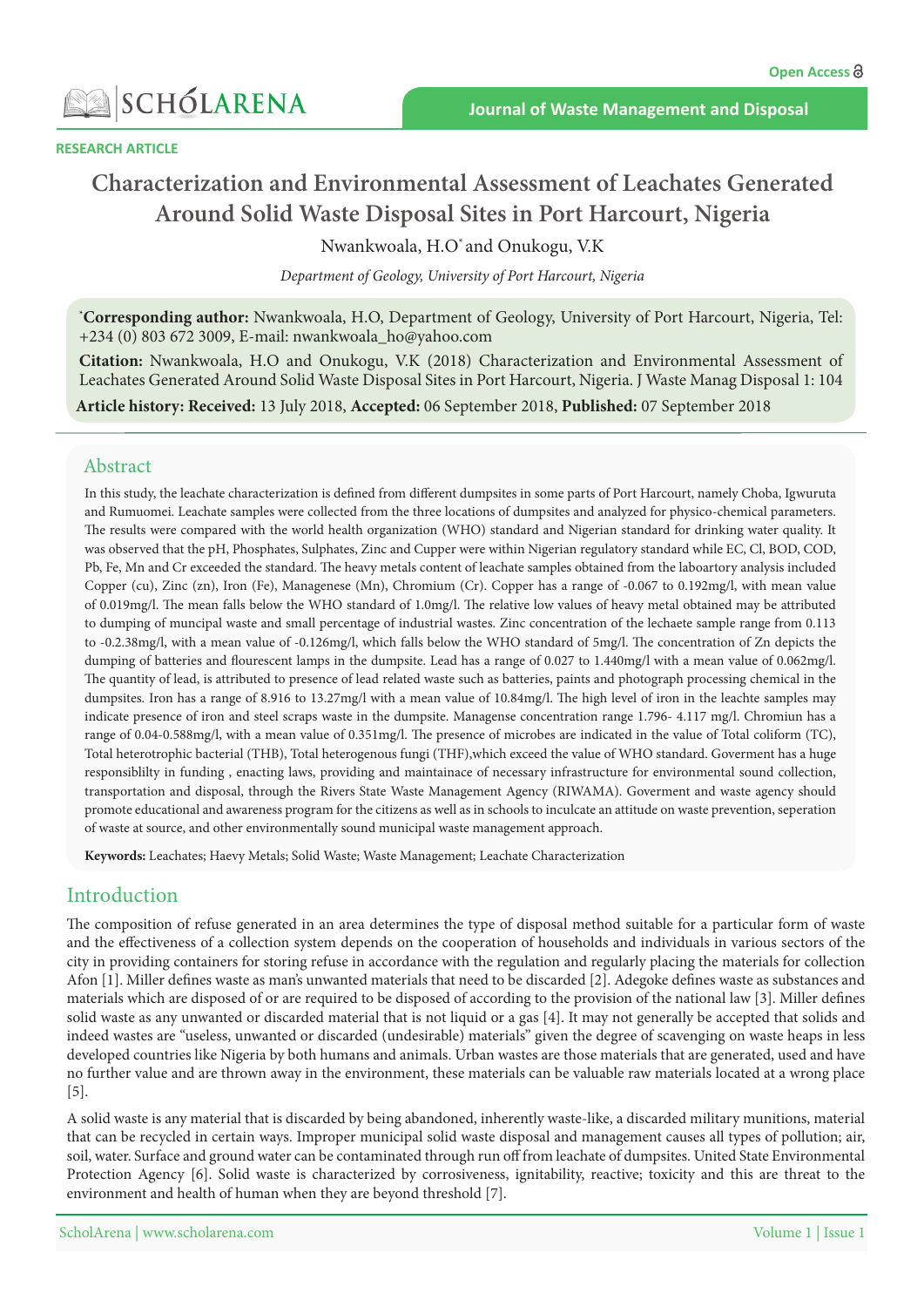Open Access

SCHÓLARENA

Journal of Waste Management and Disposal

RESEARCH ARTICLE

# Characterization and Environmental Assessment of Leachates Generated Around Solid Waste Disposal Sites in Port Harcourt, Nigeria

Nwankwoala, H.O* and Onukogu, V.K

*Department of Geology, University of Port Harcourt, Nigeria*

***Corresponding author:** Nwankwoala, H.O, Department of Geology, University of Port Harcourt, Nigeria, Tel: +234 (0) 803 672 3009, E-mail: nwankwoala_ho@yahoo.com

**Citation:** Nwankwoala, H.O and Onukogu, V.K (2018) Characterization and Environmental Assessment of Leachates Generated Around Solid Waste Disposal Sites in Port Harcourt, Nigeria. J Waste Manag Disposal 1: 104

**Article history: Received:** 13 July 2018, **Accepted:** 06 September 2018, **Published:** 07 September 2018

## Abstract

In this study, the leachate characterization is defined from different dumpsites in some parts of Port Harcourt, namely Choba, Igwuruta and Rumuomei. Leachate samples were collected from the three locations of dumpsites and analyzed for physico-chemical parameters. The results were compared with the world health organization (WHO) standard and Nigerian standard for drinking water quality. It was observed that the pH, Phosphates, Sulphates, Zinc and Cupper were within Nigerian regulatory standard while EC, Cl, BOD, COD, Pb, Fe, Mn and Cr exceeded the standard. The heavy metals content of leachate samples obtained from the laboartory analysis included Copper (cu), Zinc (zn), Iron (Fe), Managenese (Mn), Chromium (Cr). Copper has a range of -0.067 to 0.192mg/l, with mean value of 0.019mg/l. The mean falls below the WHO standard of 1.0mg/l. The relative low values of heavy metal obtained may be attributed to dumping of muncipal waste and small percentage of industrial wastes. Zinc concentration of the lechaete sample range from 0.113 to -0.2.38mg/l, with a mean value of -0.126mg/l, which falls below the WHO standard of 5mg/l. The concentration of Zn depicts the dumping of batteries and flourescent lamps in the dumpsite. Lead has a range of 0.027 to 1.440mg/l with a mean value of 0.062mg/l. The quantity of lead, is attributed to presence of lead related waste such as batteries, paints and photograph processing chemical in the dumpsites. Iron has a range of 8.916 to 13.27mg/l with a mean value of 10.84mg/l. The high level of iron in the leachte samples may indicate presence of iron and steel scraps waste in the dumpsite. Managense concentration range 1.796- 4.117 mg/l. Chromiun has a range of 0.04-0.588mg/l, with a mean value of 0.351mg/l. The presence of microbes are indicated in the value of Total coliform (TC), Total heterotrophic bacterial (THB), Total heterogenous fungi (THF),which exceed the value of WHO standard. Goverment has a huge responsiblilty in funding , enacting laws, providing and maintainace of necessary infrastructure for environmental sound collection, transportation and disposal, through the Rivers State Waste Management Agency (RIWAMA). Goverment and waste agency should promote educational and awareness program for the citizens as well as in schools to inculcate an attitude on waste prevention, seperation of waste at source, and other environmentally sound municipal waste management approach.

**Keywords:** Leachates; Haevy Metals; Solid Waste; Waste Management; Leachate Characterization

## Introduction

The composition of refuse generated in an area determines the type of disposal method suitable for a particular form of waste and the effectiveness of a collection system depends on the cooperation of households and individuals in various sectors of the city in providing containers for storing refuse in accordance with the regulation and regularly placing the materials for collection Afon [1]. Miller defines waste as man's unwanted materials that need to be discarded [2]. Adegoke defines waste as substances and materials which are disposed of or are required to be disposed of according to the provision of the national law [3]. Miller defines solid waste as any unwanted or discarded material that is not liquid or a gas [4]. It may not generally be accepted that solids and indeed wastes are "useless, unwanted or discarded (undesirable) materials" given the degree of scavenging on waste heaps in less developed countries like Nigeria by both humans and animals. Urban wastes are those materials that are generated, used and have no further value and are thrown away in the environment, these materials can be valuable raw materials located at a wrong place [5].

A solid waste is any material that is discarded by being abandoned, inherently waste-like, a discarded military munitions, material that can be recycled in certain ways. Improper municipal solid waste disposal and management causes all types of pollution; air, soil, water. Surface and ground water can be contaminated through run off from leachate of dumpsites. United State Environmental Protection Agency [6]. Solid waste is characterized by corrosiveness, ignitability, reactive; toxicity and this are threat to the environment and health of human when they are beyond threshold [7].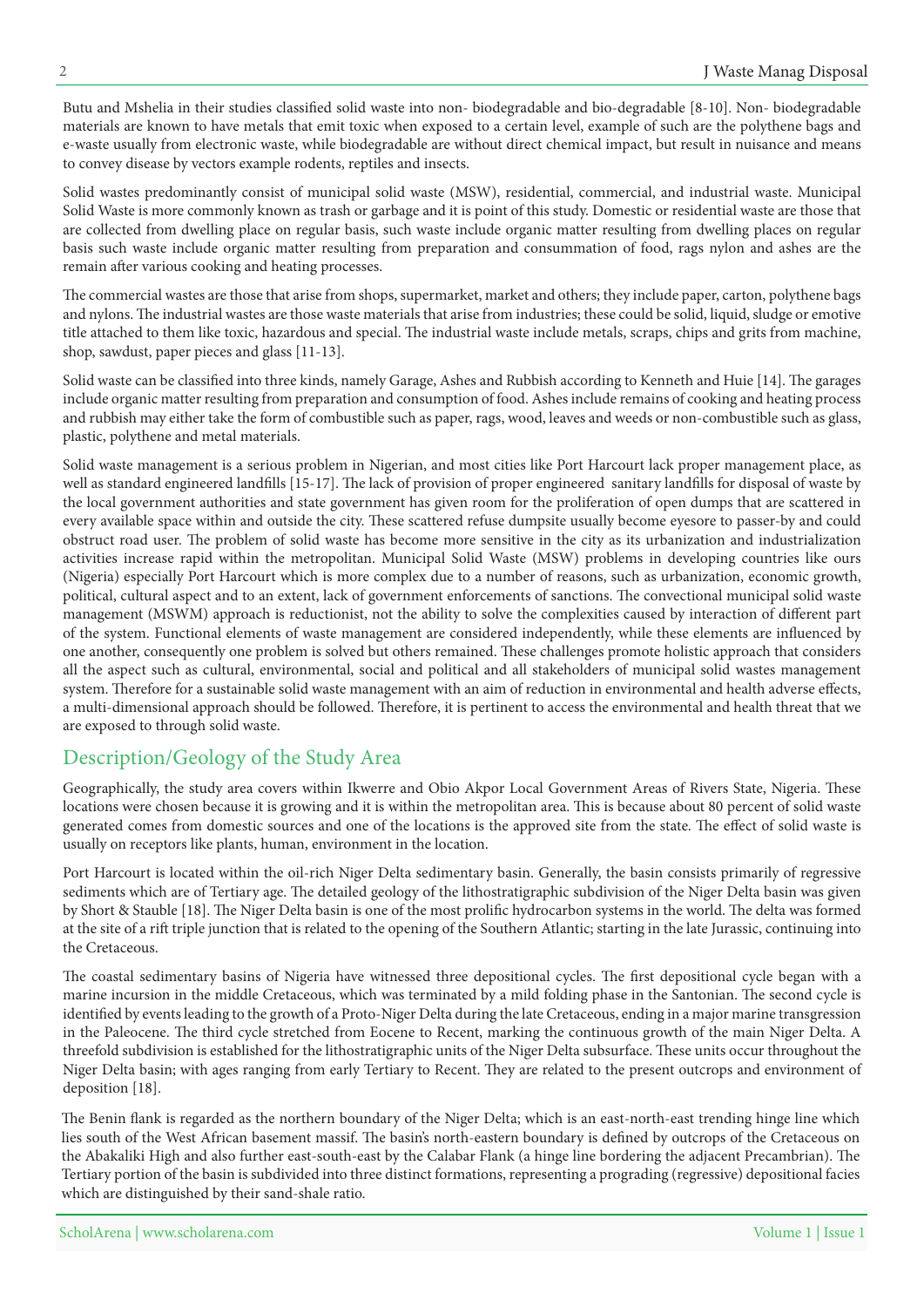Butu and Mshelia in their studies classified solid waste into non- biodegradable and bio-degradable [8-10]. Non- biodegradable materials are known to have metals that emit toxic when exposed to a certain level, example of such are the polythene bags and e-waste usually from electronic waste, while biodegradable are without direct chemical impact, but result in nuisance and means to convey disease by vectors example rodents, reptiles and insects.

Solid wastes predominantly consist of municipal solid waste (MSW), residential, commercial, and industrial waste. Municipal Solid Waste is more commonly known as trash or garbage and it is point of this study. Domestic or residential waste are those that are collected from dwelling place on regular basis, such waste include organic matter resulting from dwelling places on regular basis such waste include organic matter resulting from preparation and consummation of food, rags nylon and ashes are the remain after various cooking and heating processes.

The commercial wastes are those that arise from shops, supermarket, market and others; they include paper, carton, polythene bags and nylons. The industrial wastes are those waste materials that arise from industries; these could be solid, liquid, sludge or emotive title attached to them like toxic, hazardous and special. The industrial waste include metals, scraps, chips and grits from machine, shop, sawdust, paper pieces and glass [11-13].

Solid waste can be classified into three kinds, namely Garage, Ashes and Rubbish according to Kenneth and Huie [14]. The garages include organic matter resulting from preparation and consumption of food. Ashes include remains of cooking and heating process and rubbish may either take the form of combustible such as paper, rags, wood, leaves and weeds or non-combustible such as glass, plastic, polythene and metal materials.

Solid waste management is a serious problem in Nigerian, and most cities like Port Harcourt lack proper management place, as well as standard engineered landfills [15-17]. The lack of provision of proper engineered sanitary landfills for disposal of waste by the local government authorities and state government has given room for the proliferation of open dumps that are scattered in every available space within and outside the city. These scattered refuse dumpsite usually become eyesore to passer-by and could obstruct road user. The problem of solid waste has become more sensitive in the city as its urbanization and industrialization activities increase rapid within the metropolitan. Municipal Solid Waste (MSW) problems in developing countries like ours (Nigeria) especially Port Harcourt which is more complex due to a number of reasons, such as urbanization, economic growth, political, cultural aspect and to an extent, lack of government enforcements of sanctions. The convectional municipal solid waste management (MSWM) approach is reductionist, not the ability to solve the complexities caused by interaction of different part of the system. Functional elements of waste management are considered independently, while these elements are influenced by one another, consequently one problem is solved but others remained. These challenges promote holistic approach that considers all the aspect such as cultural, environmental, social and political and all stakeholders of municipal solid wastes management system. Therefore for a sustainable solid waste management with an aim of reduction in environmental and health adverse effects, a multi-dimensional approach should be followed. Therefore, it is pertinent to access the environmental and health threat that we are exposed to through solid waste.

## Description/Geology of the Study Area

Geographically, the study area covers within Ikwerre and Obio Akpor Local Government Areas of Rivers State, Nigeria. These locations were chosen because it is growing and it is within the metropolitan area. This is because about 80 percent of solid waste generated comes from domestic sources and one of the locations is the approved site from the state. The effect of solid waste is usually on receptors like plants, human, environment in the location.

Port Harcourt is located within the oil-rich Niger Delta sedimentary basin. Generally, the basin consists primarily of regressive sediments which are of Tertiary age. The detailed geology of the lithostratigraphic subdivision of the Niger Delta basin was given by Short & Stauble [18]. The Niger Delta basin is one of the most prolific hydrocarbon systems in the world. The delta was formed at the site of a rift triple junction that is related to the opening of the Southern Atlantic; starting in the late Jurassic, continuing into the Cretaceous.

The coastal sedimentary basins of Nigeria have witnessed three depositional cycles. The first depositional cycle began with a marine incursion in the middle Cretaceous, which was terminated by a mild folding phase in the Santonian. The second cycle is identified by events leading to the growth of a Proto-Niger Delta during the late Cretaceous, ending in a major marine transgression in the Paleocene. The third cycle stretched from Eocene to Recent, marking the continuous growth of the main Niger Delta. A threefold subdivision is established for the lithostratigraphic units of the Niger Delta subsurface. These units occur throughout the Niger Delta basin; with ages ranging from early Tertiary to Recent. They are related to the present outcrops and environment of deposition [18].

The Benin flank is regarded as the northern boundary of the Niger Delta; which is an east-north-east trending hinge line which lies south of the West African basement massif. The basin's north-eastern boundary is defined by outcrops of the Cretaceous on the Abakaliki High and also further east-south-east by the Calabar Flank (a hinge line bordering the adjacent Precambrian). The Tertiary portion of the basin is subdivided into three distinct formations, representing a prograding (regressive) depositional facies which are distinguished by their sand-shale ratio.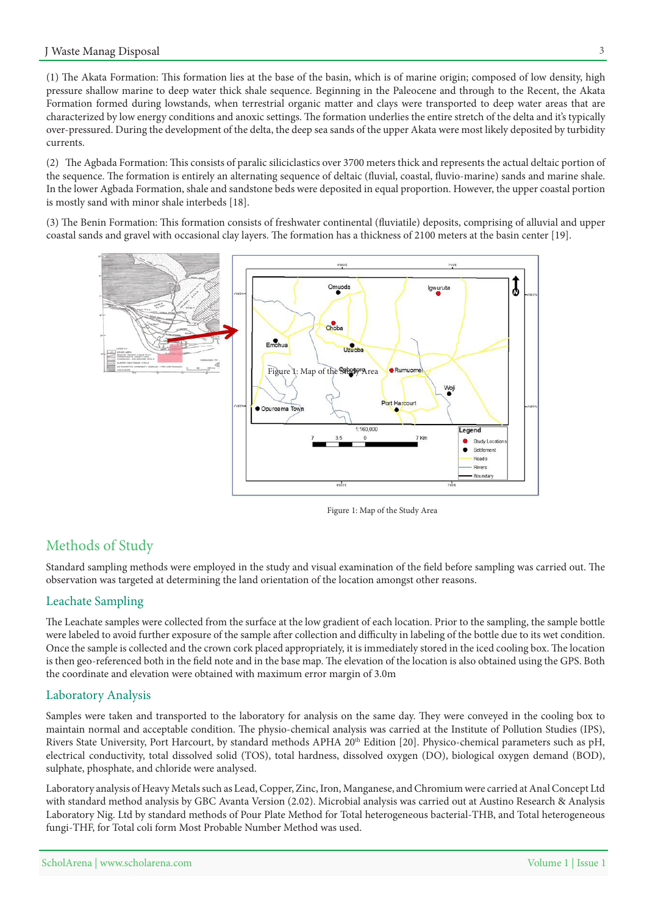(1) The Akata Formation: This formation lies at the base of the basin, which is of marine origin; composed of low density, high pressure shallow marine to deep water thick shale sequence. Beginning in the Paleocene and through to the Recent, the Akata Formation formed during lowstands, when terrestrial organic matter and clays were transported to deep water areas that are characterized by low energy conditions and anoxic settings. The formation underlies the entire stretch of the delta and it's typically over-pressured. During the development of the delta, the deep sea sands of the upper Akata were most likely deposited by turbidity currents.

(2) The Agbada Formation: This consists of paralic siliciclastics over 3700 meters thick and represents the actual deltaic portion of the sequence. The formation is entirely an alternating sequence of deltaic (fluvial, coastal, fluvio-marine) sands and marine shale. In the lower Agbada Formation, shale and sandstone beds were deposited in equal proportion. However, the upper coastal portion is mostly sand with minor shale interbeds [18].

(3) The Benin Formation: This formation consists of freshwater continental (fluviatile) deposits, comprising of alluvial and upper coastal sands and gravel with occasional clay layers. The formation has a thickness of 2100 meters at the basin center [19].

Figure 1: Map of the Study Area

## Methods of Study

Standard sampling methods were employed in the study and visual examination of the field before sampling was carried out. The observation was targeted at determining the land orientation of the location amongst other reasons.

### Leachate Sampling

The Leachate samples were collected from the surface at the low gradient of each location. Prior to the sampling, the sample bottle were labeled to avoid further exposure of the sample after collection and difficulty in labeling of the bottle due to its wet condition. Once the sample is collected and the crown cork placed appropriately, it is immediately stored in the iced cooling box. The location is then geo-referenced both in the field note and in the base map. The elevation of the location is also obtained using the GPS. Both the coordinate and elevation were obtained with maximum error margin of 3.0m

### Laboratory Analysis

Samples were taken and transported to the laboratory for analysis on the same day. They were conveyed in the cooling box to maintain normal and acceptable condition. The physio-chemical analysis was carried at the Institute of Pollution Studies (IPS), Rivers State University, Port Harcourt, by standard methods APHA 20th Edition [20]. Physico-chemical parameters such as pH, electrical conductivity, total dissolved solid (TOS), total hardness, dissolved oxygen (DO), biological oxygen demand (BOD), sulphate, phosphate, and chloride were analysed.

Laboratory analysis of Heavy Metals such as Lead, Copper, Zinc, Iron, Manganese, and Chromium were carried at Anal Concept Ltd with standard method analysis by GBC Avanta Version (2.02). Microbial analysis was carried out at Austino Research & Analysis Laboratory Nig. Ltd by standard methods of Pour Plate Method for Total heterogeneous bacterial-THB, and Total heterogeneous fungi-THF, for Total coli form Most Probable Number Method was used.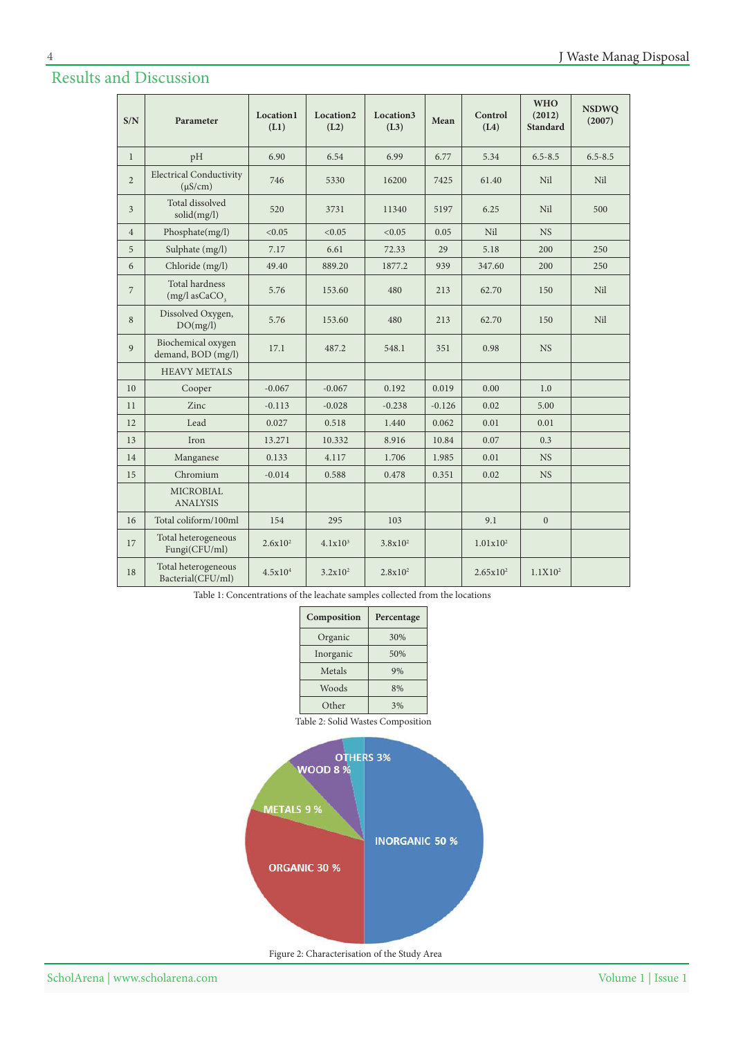## Results and Discussion

| S/N | Parameter | Location1 (L1) | Location2 (L2) | Location3 (L3) | Mean | Control (L4) | WHO (2012) Standard | NSDWQ (2007) |
|---|---|---|---|---|---|---|---|---|
| 1 | pH | 6.90 | 6.54 | 6.99 | 6.77 | 5.34 | 6.5-8.5 | 6.5-8.5 |
| 2 | Electrical Conductivity (μS/cm) | 746 | 5330 | 16200 | 7425 | 61.40 | Nil | Nil |
| 3 | Total dissolved solid(mg/l) | 520 | 3731 | 11340 | 5197 | 6.25 | Nil | 500 |
| 4 | Phosphate(mg/l) | <0.05 | <0.05 | <0.05 | 0.05 | Nil | NS | |
| 5 | Sulphate (mg/l) | 7.17 | 6.61 | 72.33 | 29 | 5.18 | 200 | 250 |
| 6 | Chloride (mg/l) | 49.40 | 889.20 | 1877.2 | 939 | 347.60 | 200 | 250 |
| 7 | Total hardness (mg/l as$CaCO_3$ | 5.76 | 153.60 | 480 | 213 | 62.70 | 150 | Nil |
| 8 | Dissolved Oxygen, DO(mg/l) | 5.76 | 153.60 | 480 | 213 | 62.70 | 150 | Nil |
| 9 | Biochemical oxygen demand, BOD (mg/l) | 17.1 | 487.2 | 548.1 | 351 | 0.98 | NS | |
| | HEAVY METALS | | | | | | | |
| 10 | Cooper | -0.067 | -0.067 | 0.192 | 0.019 | 0.00 | 1.0 | |
| 11 | Zinc | -0.113 | -0.028 | -0.238 | -0.126 | 0.02 | 5.00 | |
| 12 | Lead | 0.027 | 0.518 | 1.440 | 0.062 | 0.01 | 0.01 | |
| 13 | Iron | 13.271 | 10.332 | 8.916 | 10.84 | 0.07 | 0.3 | |
| 14 | Manganese | 0.133 | 4.117 | 1.706 | 1.985 | 0.01 | NS | |
| 15 | Chromium | -0.014 | 0.588 | 0.478 | 0.351 | 0.02 | NS | |
| | MICROBIAL ANALYSIS | | | | | | | |
| 16 | Total coliform/100ml | 154 | 295 | 103 | | 9.1 | 0 | |
| 17 | Total heterogeneous Fungi(CFU/ml) | $2.6x10^2$ | $4.1x10^3$ | $3.8x10^2$ | | $1.01x10^2$ | | |
| 18 | Total heterogeneous Bacterial(CFU/ml) | $4.5x10^4$ | $3.2x10^2$ | $2.8x10^2$ | | $2.65x10^2$ | $1.1X10^2$ | |

Table 1: Concentrations of the leachate samples collected from the locations

| Composition | Percentage |
|---|---|
| Organic | 30% |
| Inorganic | 50% |
| Metals | 9% |
| Woods | 8% |
| Other | 3% |

Table 2: Solid Wastes Composition

Figure 2: Characterisation of the Study Area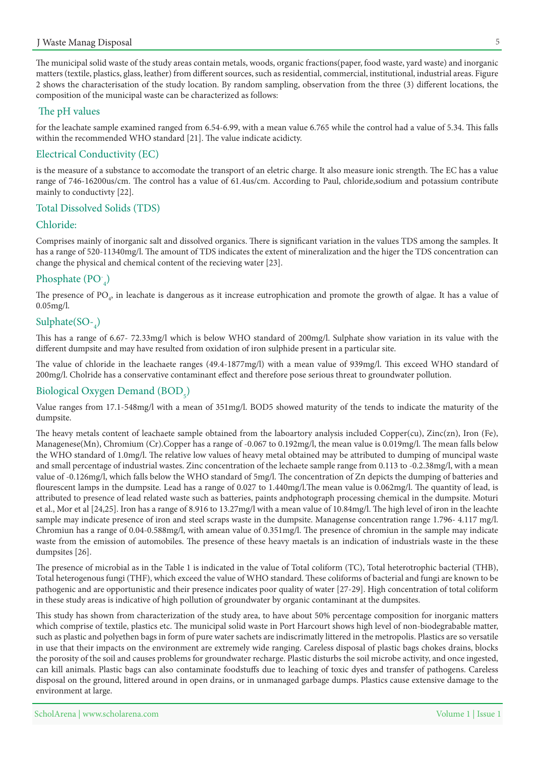The municipal solid waste of the study areas contain metals, woods, organic fractions(paper, food waste, yard waste) and inorganic matters (textile, plastics, glass, leather) from different sources, such as residential, commercial, institutional, industrial areas. Figure 2 shows the characterisation of the study location. By random sampling, observation from the three (3) different locations, the composition of the municipal waste can be characterized as follows:

## The pH values

for the leachate sample examined ranged from 6.54-6.99, with a mean value 6.765 while the control had a value of 5.34. This falls within the recommended WHO standard [21]. The value indicate acidicty.

## Electrical Conductivity (EC)

is the measure of a substance to accomodate the transport of an eletric charge. It also measure ionic strength. The EC has a value range of 746-16200us/cm. The control has a value of 61.4us/cm. According to Paul, chloride,sodium and potassium contribute mainly to conductivty [22].

## Total Dissolved Solids (TDS)

## Chloride:

Comprises mainly of inorganic salt and dissolved organics. There is significant variation in the values TDS among the samples. It has a range of 520-11340mg/l. The amount of TDS indicates the extent of mineralization and the higer the TDS concentration can change the physical and chemical content of the recieving water [23].

## Phosphate ($PO^-_4$)

The presence of $PO_4$, in leachate is dangerous as it increase eutrophication and promote the growth of algae. It has a value of 0.05mg/l.

## Sulphate($SO^-_4$)

This has a range of 6.67- 72.33mg/l which is below WHO standard of 200mg/l. Sulphate show variation in its value with the different dumpsite and may have resulted from oxidation of iron sulphide present in a particular site.

The value of chloride in the leachaete ranges (49.4-1877mg/l) with a mean value of 939mg/l. This exceed WHO standard of 200mg/l. Cholride has a conservative contaminant effect and therefore pose serious threat to groundwater pollution.

## Biological Oxygen Demand ($BOD_5$)

Value ranges from 17.1-548mg/l with a mean of 351mg/l. BOD5 showed maturity of the tends to indicate the maturity of the dumpsite.

The heavy metals content of leachaete sample obtained from the laboartory analysis included Copper(cu), Zinc(zn), Iron (Fe), Managenese(Mn), Chromium (Cr).Copper has a range of -0.067 to 0.192mg/l, the mean value is 0.019mg/l. The mean falls below the WHO standard of 1.0mg/l. The relative low values of heavy metal obtained may be attributed to dumping of muncipal waste and small percentage of industrial wastes. Zinc concentration of the lechaete sample range from 0.113 to -0.2.38mg/l, with a mean value of -0.126mg/l, which falls below the WHO standard of 5mg/l. The concentration of Zn depicts the dumping of batteries and flourescent lamps in the dumpsite. Lead has a range of 0.027 to 1.440mg/l.The mean value is 0.062mg/l. The quantity of lead, is attributed to presence of lead related waste such as batteries, paints andphotograph processing chemical in the dumpsite. Moturi et al., Mor et al [24,25]. Iron has a range of 8.916 to 13.27mg/l with a mean value of 10.84mg/l. The high level of iron in the leachte sample may indicate presence of iron and steel scraps waste in the dumpsite. Managense concentration range 1.796- 4.117 mg/l. Chromiun has a range of 0.04-0.588mg/l, with amean value of 0.351mg/l. The presence of chromiun in the sample may indicate waste from the emission of automobiles. The presence of these heavy maetals is an indication of industrials waste in the these dumpsites [26].

The presence of microbial as in the Table 1 is indicated in the value of Total coliform (TC), Total heterotrophic bacterial (THB), Total heterogenous fungi (THF), which exceed the value of WHO standard. These coliforms of bacterial and fungi are known to be pathogenic and are opportunistic and their presence indicates poor quality of water [27-29]. High concentration of total coliform in these study areas is indicative of high pollution of groundwater by organic contaminant at the dumpsites.

This study has shown from characterization of the study area, to have about 50% percentage composition for inorganic matters which comprise of textile, plastics etc. The municipal solid waste in Port Harcourt shows high level of non-biodegrabable matter, such as plastic and polyethen bags in form of pure water sachets are indiscrimatly littered in the metropolis. Plastics are so versatile in use that their impacts on the environment are extremely wide ranging. Careless disposal of plastic bags chokes drains, blocks the porosity of the soil and causes problems for groundwater recharge. Plastic disturbs the soil microbe activity, and once ingested, can kill animals. Plastic bags can also contaminate foodstuffs due to leaching of toxic dyes and transfer of pathogens. Careless disposal on the ground, littered around in open drains, or in unmanaged garbage dumps. Plastics cause extensive damage to the environment at large.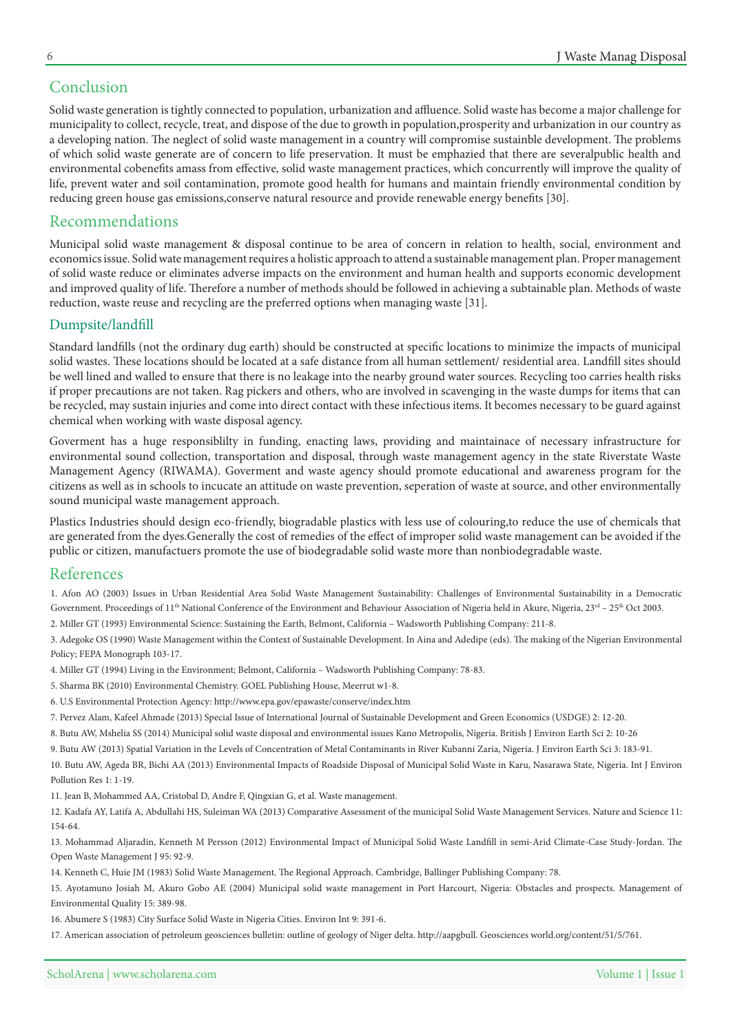## Conclusion

Solid waste generation is tightly connected to population, urbanization and affluence. Solid waste has become a major challenge for municipality to collect, recycle, treat, and dispose of the due to growth in population,prosperity and urbanization in our country as a developing nation. The neglect of solid waste management in a country will compromise sustainble development. The problems of which solid waste generate are of concern to life preservation. It must be emphazied that there are severalpublic health and environmental cobenefits amass from effective, solid waste management practices, which concurrently will improve the quality of life, prevent water and soil contamination, promote good health for humans and maintain friendly environmental condition by reducing green house gas emissions,conserve natural resource and provide renewable energy benefits [30].

## Recommendations

Municipal solid waste management & disposal continue to be area of concern in relation to health, social, environment and economics issue. Solid wate management requires a holistic approach to attend a sustainable management plan. Proper management of solid waste reduce or eliminates adverse impacts on the environment and human health and supports economic development and improved quality of life. Therefore a number of methods should be followed in achieving a subtainable plan. Methods of waste reduction, waste reuse and recycling are the preferred options when managing waste [31].

### Dumpsite/landfill

Standard landfills (not the ordinary dug earth) should be constructed at specific locations to minimize the impacts of municipal solid wastes. These locations should be located at a safe distance from all human settlement/ residential area. Landfill sites should be well lined and walled to ensure that there is no leakage into the nearby ground water sources. Recycling too carries health risks if proper precautions are not taken. Rag pickers and others, who are involved in scavenging in the waste dumps for items that can be recycled, may sustain injuries and come into direct contact with these infectious items. It becomes necessary to be guard against chemical when working with waste disposal agency.

Goverment has a huge responsiblilty in funding, enacting laws, providing and maintainace of necessary infrastructure for environmental sound collection, transportation and disposal, through waste management agency in the state Riverstate Waste Management Agency (RIWAMA). Goverment and waste agency should promote educational and awareness program for the citizens as well as in schools to incucate an attitude on waste prevention, seperation of waste at source, and other environmentally sound municipal waste management approach.

Plastics Industries should design eco-friendly, biogradable plastics with less use of colouring,to reduce the use of chemicals that are generated from the dyes.Generally the cost of remedies of the effect of improper solid waste management can be avoided if the public or citizen, manufactuers promote the use of biodegradable solid waste more than nonbiodegradable waste.

## References

1. Afon AO (2003) Issues in Urban Residential Area Solid Waste Management Sustainability: Challenges of Environmental Sustainability in a Democratic Government. Proceedings of 11th National Conference of the Environment and Behaviour Association of Nigeria held in Akure, Nigeria, 23rd – 25th Oct 2003.
2. Miller GT (1993) Environmental Science: Sustaining the Earth, Belmont, California – Wadsworth Publishing Company: 211-8.
3. Adegoke OS (1990) Waste Management within the Context of Sustainable Development. In Aina and Adedipe (eds). The making of the Nigerian Environmental Policy; FEPA Monograph 103-17.
4. Miller GT (1994) Living in the Environment; Belmont, California – Wadsworth Publishing Company: 78-83.
5. Sharma BK (2010) Environmental Chemistry. GOEL Publishing House, Meerrut w1-8.
6. U.S Environmental Protection Agency: http://www.epa.gov/epawaste/conserve/index.htm
7. Pervez Alam, Kafeel Ahmade (2013) Special Issue of International Journal of Sustainable Development and Green Economics (USDGE) 2: 12-20.
8. Butu AW, Mshelia SS (2014) Municipal solid waste disposal and environmental issues Kano Metropolis, Nigeria. British J Environ Earth Sci 2: 10-26
9. Butu AW (2013) Spatial Variation in the Levels of Concentration of Metal Contaminants in River Kubanni Zaria, Nigeria. J Environ Earth Sci 3: 183-91.
10. Butu AW, Ageda BR, Bichi AA (2013) Environmental Impacts of Roadside Disposal of Municipal Solid Waste in Karu, Nasarawa State, Nigeria. Int J Environ Pollution Res 1: 1-19.
11. Jean B, Mohammed AA, Cristobal D, Andre F, Qingxian G, et al. Waste management.
12. Kadafa AY, Latifa A, Abdullahi HS, Suleiman WA (2013) Comparative Assessment of the municipal Solid Waste Management Services. Nature and Science 11: 154-64.
13. Mohammad Aljaradin, Kenneth M Persson (2012) Environmental Impact of Municipal Solid Waste Landfill in semi-Arid Climate-Case Study-Jordan. The Open Waste Management J 95: 92-9.
14. Kenneth C, Huie JM (1983) Solid Waste Management. The Regional Approach. Cambridge, Ballinger Publishing Company: 78.
15. Ayotamuno Josiah M, Akuro Gobo AE (2004) Municipal solid waste management in Port Harcourt, Nigeria: Obstacles and prospects. Management of Environmental Quality 15: 389-98.
16. Abumere S (1983) City Surface Solid Waste in Nigeria Cities. Environ Int 9: 391-6.
17. American association of petroleum geosciences bulletin: outline of geology of Niger delta. http://aapgbull. Geosciences world.org/content/51/5/761.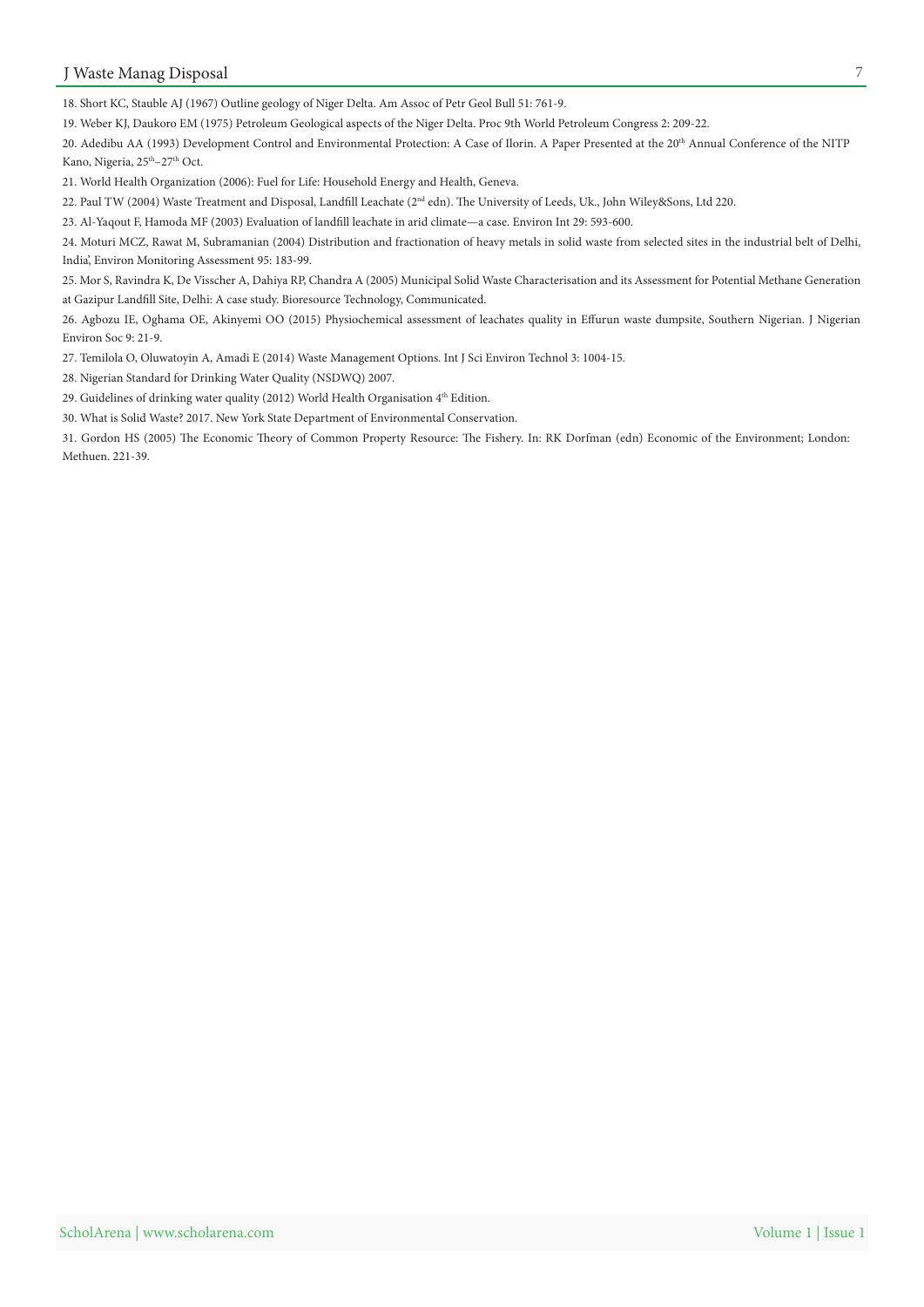18. Short KC, Stauble AJ (1967) Outline geology of Niger Delta. Am Assoc of Petr Geol Bull 51: 761-9.

19. Weber KJ, Daukoro EM (1975) Petroleum Geological aspects of the Niger Delta. Proc 9th World Petroleum Congress 2: 209-22.

20. Adedibu AA (1993) Development Control and Environmental Protection: A Case of Ilorin. A Paper Presented at the 20th Annual Conference of the NITP Kano, Nigeria, 25th–27th Oct.

21. World Health Organization (2006): Fuel for Life: Household Energy and Health, Geneva.

22. Paul TW (2004) Waste Treatment and Disposal, Landfill Leachate (2nd edn). The University of Leeds, Uk., John Wiley&Sons, Ltd 220.

23. Al-Yaqout F, Hamoda MF (2003) Evaluation of landfill leachate in arid climate—a case. Environ Int 29: 593-600.

24. Moturi MCZ, Rawat M, Subramanian (2004) Distribution and fractionation of heavy metals in solid waste from selected sites in the industrial belt of Delhi, India', Environ Monitoring Assessment 95: 183-99.

25. Mor S, Ravindra K, De Visscher A, Dahiya RP, Chandra A (2005) Municipal Solid Waste Characterisation and its Assessment for Potential Methane Generation at Gazipur Landfill Site, Delhi: A case study. Bioresource Technology, Communicated.

26. Agbozu IE, Oghama OE, Akinyemi OO (2015) Physiochemical assessment of leachates quality in Effurun waste dumpsite, Southern Nigerian. J Nigerian Environ Soc 9: 21-9.

27. Temilola O, Oluwatoyin A, Amadi E (2014) Waste Management Options. Int J Sci Environ Technol 3: 1004-15.

28. Nigerian Standard for Drinking Water Quality (NSDWQ) 2007.

29. Guidelines of drinking water quality (2012) World Health Organisation 4th Edition.

30. What is Solid Waste? 2017. New York State Department of Environmental Conservation.

31. Gordon HS (2005) The Economic Theory of Common Property Resource: The Fishery. In: RK Dorfman (edn) Economic of the Environment; London: Methuen. 221-39.